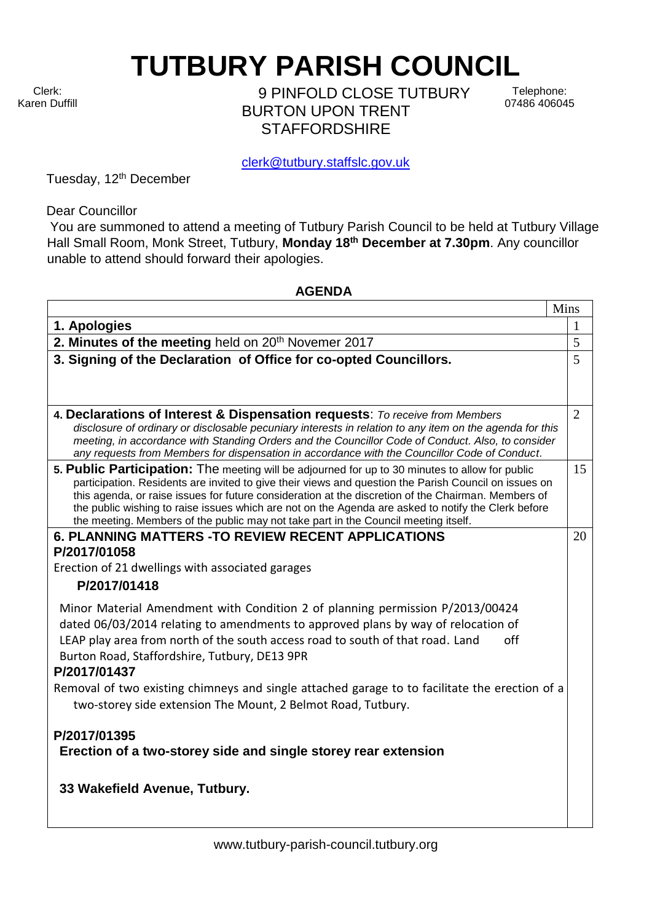# TUTBURY PARISH COUNCIL

Clerk:
Karen Duffill

9 PINFOLD CLOSE TUTBURY
BURTON UPON TRENT
STAFFORDSHIRE

Telephone:
07486 406045

clerk@tutbury.staffslc.gov.uk

Tuesday, 12th December

Dear Councillor

You are summoned to attend a meeting of Tutbury Parish Council to be held at Tutbury Village Hall Small Room, Monk Street, Tutbury, **Monday 18th December at 7.30pm**. Any councillor unable to attend should forward their apologies.

**AGENDA**

| | Mins |
|---|---|
| **1. Apologies** | 1 |
| **2. Minutes of the meeting** held on 20th Novemer 2017 | 5 |
| **3. Signing of the Declaration of Office for co-opted Councillors.** | 5 |
| **4. Declarations of Interest & Dispensation requests**: *To receive from Members disclosure of ordinary or disclosable pecuniary interests in relation to any item on the agenda for this meeting, in accordance with Standing Orders and the Councillor Code of Conduct. Also, to consider any requests from Members for dispensation in accordance with the Councillor Code of Conduct.* | 2 |
| **5. Public Participation:** The meeting will be adjourned for up to 30 minutes to allow for public participation. Residents are invited to give their views and question the Parish Council on issues on this agenda, or raise issues for future consideration at the discretion of the Chairman. Members of the public wishing to raise issues which are not on the Agenda are asked to notify the Clerk before the meeting. Members of the public may not take part in the Council meeting itself. | 15 |
| **6. PLANNING MATTERS -TO REVIEW RECENT APPLICATIONS**<br>**P/2017/01058**<br>Erection of 21 dwellings with associated garages<br>**P/2017/01418**<br>Minor Material Amendment with Condition 2 of planning permission P/2013/00424 dated 06/03/2014 relating to amendments to approved plans by way of relocation of LEAP play area from north of the south access road to south of that road. Land off Burton Road, Staffordshire, Tutbury, DE13 9PR<br>**P/2017/01437**<br>Removal of two existing chimneys and single attached garage to to facilitate the erection of a two-storey side extension The Mount, 2 Belmot Road, Tutbury.<br>**P/2017/01395**<br>**Erection of a two-storey side and single storey rear extension**<br>**33 Wakefield Avenue, Tutbury.** | 20 |

www.tutbury-parish-council.tutbury.org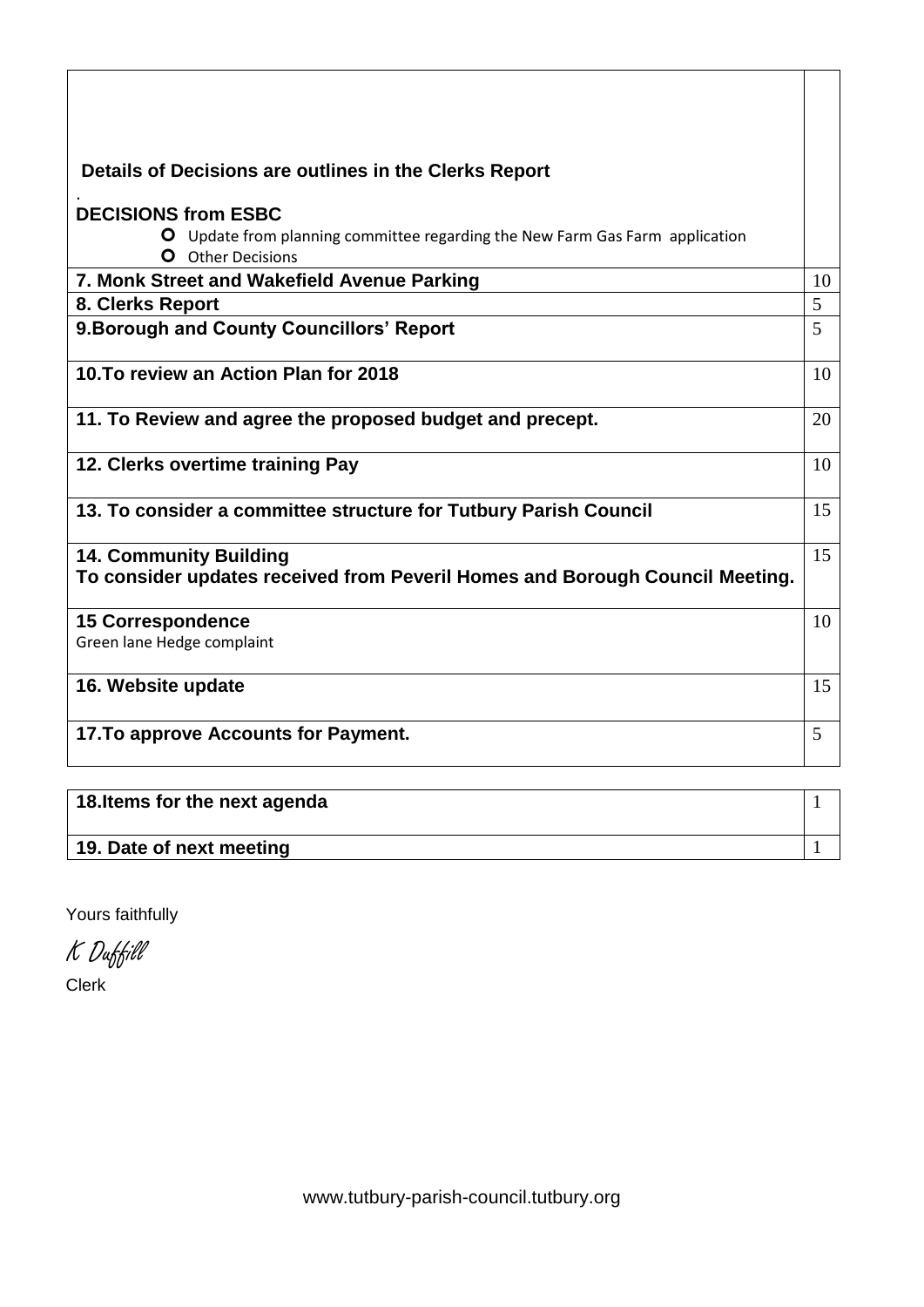| | |
|---|---|
| **Details of Decisions are outlines in the Clerks Report**<br>.<br>**DECISIONS from ESBC**<br>- Update from planning committee regarding the New Farm Gas Farm application<br>- Other Decisions | |
| **7. Monk Street and Wakefield Avenue Parking** | 10 |
| **8. Clerks Report** | 5 |
| **9.Borough and County Councillors' Report** | 5 |
| **10.To review an Action Plan for 2018** | 10 |
| **11. To Review and agree the proposed budget and precept.** | 20 |
| **12. Clerks overtime training Pay** | 10 |
| **13. To consider a committee structure for Tutbury Parish Council** | 15 |
| **14. Community Building**<br>**To consider updates received from Peveril Homes and Borough Council Meeting.** | 15 |
| **15 Correspondence**<br>Green lane Hedge complaint | 10 |
| **16. Website update** | 15 |
| **17.To approve Accounts for Payment.** | 5 |
| **18.Items for the next agenda** | 1 |
| **19. Date of next meeting** | 1 |

Yours faithfully

*K Duffill*

Clerk

www.tutbury-parish-council.tutbury.org